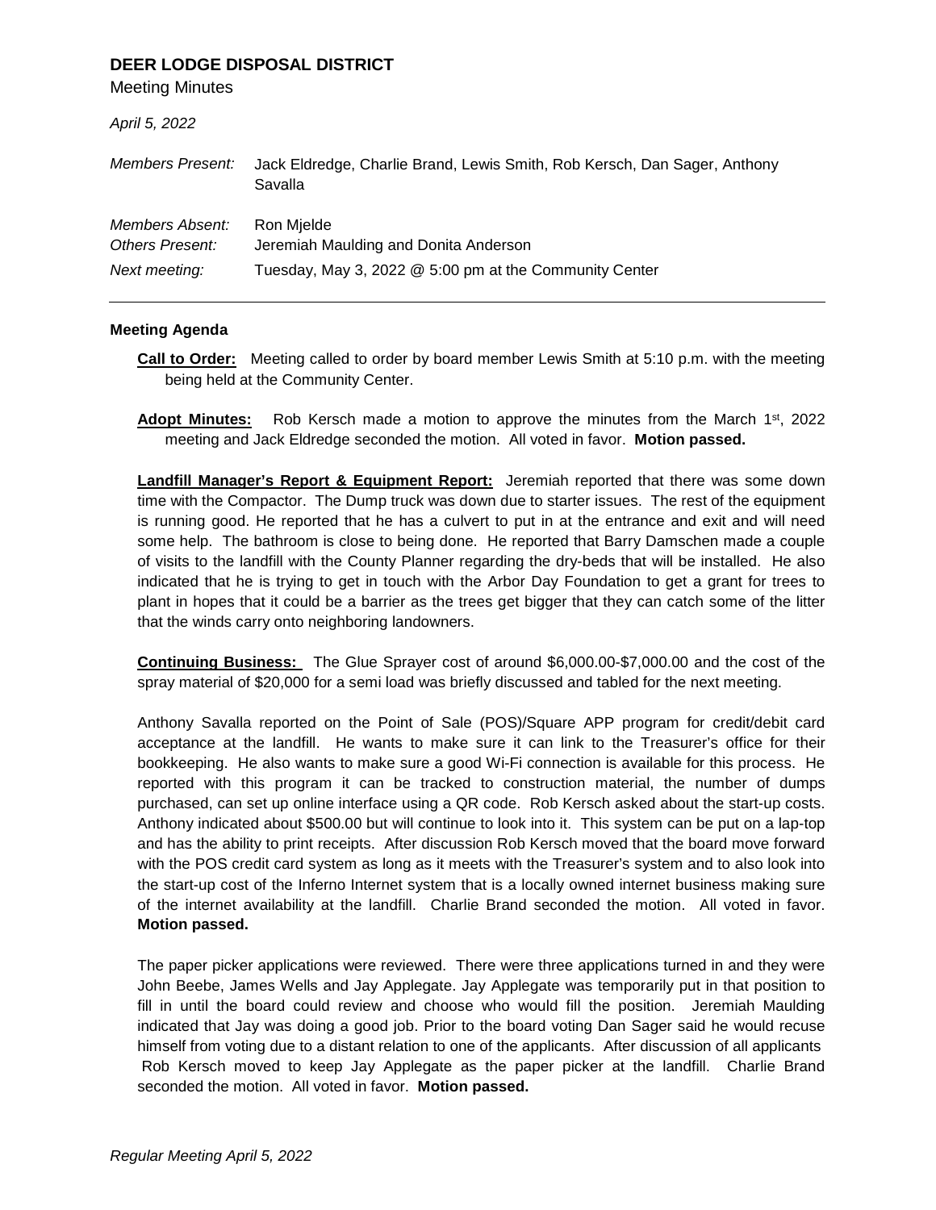**DEER LODGE DISPOSAL DISTRICT**

Meeting Minutes

*April 5, 2022*

| | |
|---|---|
| *Members Present:* | Jack Eldredge, Charlie Brand, Lewis Smith, Rob Kersch, Dan Sager, Anthony Savalla |
| *Members Absent:* | Ron Mjelde |
| *Others Present:* | Jeremiah Maulding and Donita Anderson |
| *Next meeting:* | Tuesday, May 3, 2022 @ 5:00 pm at the Community Center |

---

**Meeting Agenda**

**Call to Order:** Meeting called to order by board member Lewis Smith at 5:10 p.m. with the meeting being held at the Community Center.

**Adopt Minutes:** Rob Kersch made a motion to approve the minutes from the March 1st, 2022 meeting and Jack Eldredge seconded the motion. All voted in favor. **Motion passed.**

**Landfill Manager's Report & Equipment Report:** Jeremiah reported that there was some down time with the Compactor. The Dump truck was down due to starter issues. The rest of the equipment is running good. He reported that he has a culvert to put in at the entrance and exit and will need some help. The bathroom is close to being done. He reported that Barry Damschen made a couple of visits to the landfill with the County Planner regarding the dry-beds that will be installed. He also indicated that he is trying to get in touch with the Arbor Day Foundation to get a grant for trees to plant in hopes that it could be a barrier as the trees get bigger that they can catch some of the litter that the winds carry onto neighboring landowners.

**Continuing Business:** The Glue Sprayer cost of around $6,000.00-$7,000.00 and the cost of the spray material of $20,000 for a semi load was briefly discussed and tabled for the next meeting.

Anthony Savalla reported on the Point of Sale (POS)/Square APP program for credit/debit card acceptance at the landfill. He wants to make sure it can link to the Treasurer's office for their bookkeeping. He also wants to make sure a good Wi-Fi connection is available for this process. He reported with this program it can be tracked to construction material, the number of dumps purchased, can set up online interface using a QR code. Rob Kersch asked about the start-up costs. Anthony indicated about $500.00 but will continue to look into it. This system can be put on a lap-top and has the ability to print receipts. After discussion Rob Kersch moved that the board move forward with the POS credit card system as long as it meets with the Treasurer's system and to also look into the start-up cost of the Inferno Internet system that is a locally owned internet business making sure of the internet availability at the landfill. Charlie Brand seconded the motion. All voted in favor. **Motion passed.**

The paper picker applications were reviewed. There were three applications turned in and they were John Beebe, James Wells and Jay Applegate. Jay Applegate was temporarily put in that position to fill in until the board could review and choose who would fill the position. Jeremiah Maulding indicated that Jay was doing a good job. Prior to the board voting Dan Sager said he would recuse himself from voting due to a distant relation to one of the applicants. After discussion of all applicants Rob Kersch moved to keep Jay Applegate as the paper picker at the landfill. Charlie Brand seconded the motion. All voted in favor. **Motion passed.**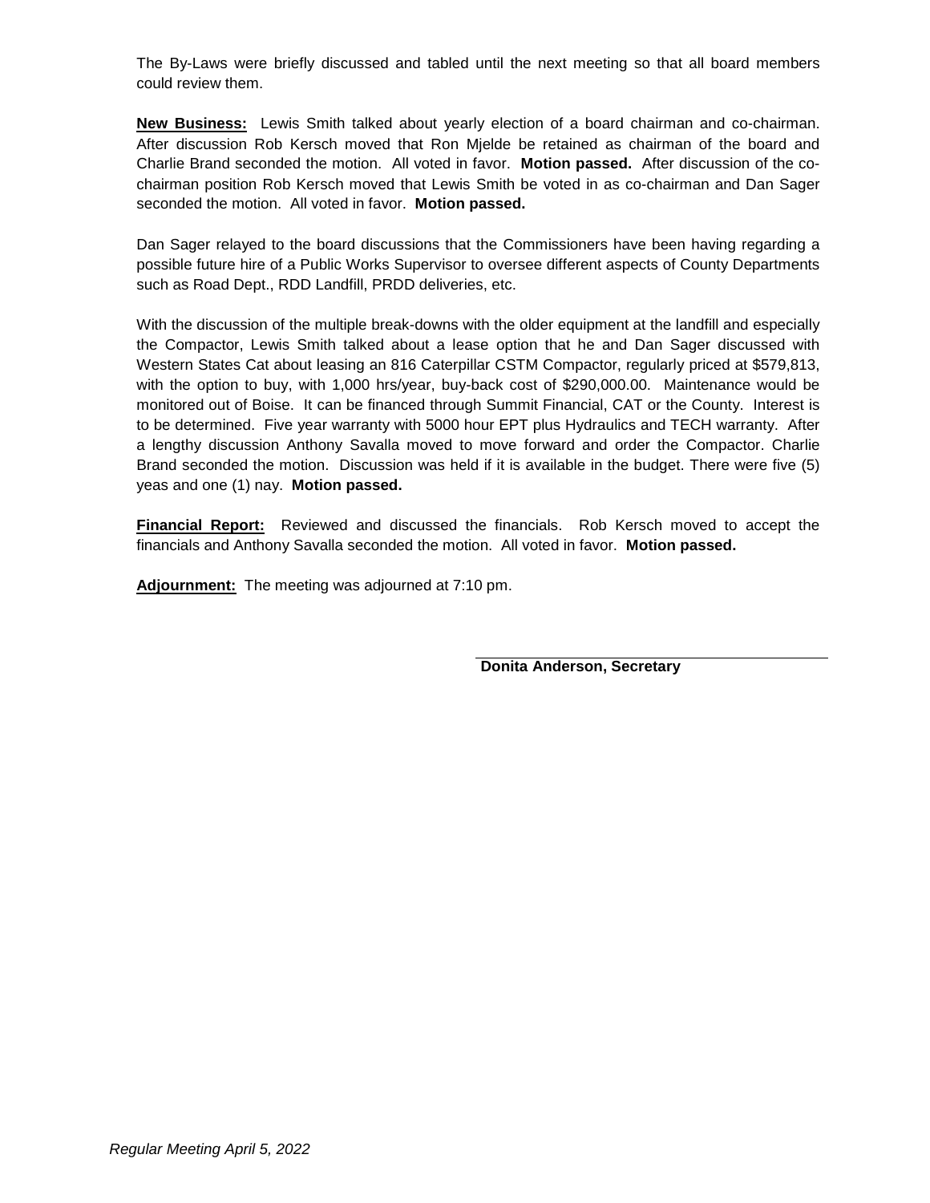The By-Laws were briefly discussed and tabled until the next meeting so that all board members could review them.

**New Business:** Lewis Smith talked about yearly election of a board chairman and co-chairman. After discussion Rob Kersch moved that Ron Mjelde be retained as chairman of the board and Charlie Brand seconded the motion. All voted in favor. **Motion passed.** After discussion of the co-chairman position Rob Kersch moved that Lewis Smith be voted in as co-chairman and Dan Sager seconded the motion. All voted in favor. **Motion passed.**

Dan Sager relayed to the board discussions that the Commissioners have been having regarding a possible future hire of a Public Works Supervisor to oversee different aspects of County Departments such as Road Dept., RDD Landfill, PRDD deliveries, etc.

With the discussion of the multiple break-downs with the older equipment at the landfill and especially the Compactor, Lewis Smith talked about a lease option that he and Dan Sager discussed with Western States Cat about leasing an 816 Caterpillar CSTM Compactor, regularly priced at $579,813, with the option to buy, with 1,000 hrs/year, buy-back cost of $290,000.00. Maintenance would be monitored out of Boise. It can be financed through Summit Financial, CAT or the County. Interest is to be determined. Five year warranty with 5000 hour EPT plus Hydraulics and TECH warranty. After a lengthy discussion Anthony Savalla moved to move forward and order the Compactor. Charlie Brand seconded the motion. Discussion was held if it is available in the budget. There were five (5) yeas and one (1) nay. **Motion passed.**

**Financial Report:** Reviewed and discussed the financials. Rob Kersch moved to accept the financials and Anthony Savalla seconded the motion. All voted in favor. **Motion passed.**

**Adjournment:** The meeting was adjourned at 7:10 pm.

**Donita Anderson, Secretary**